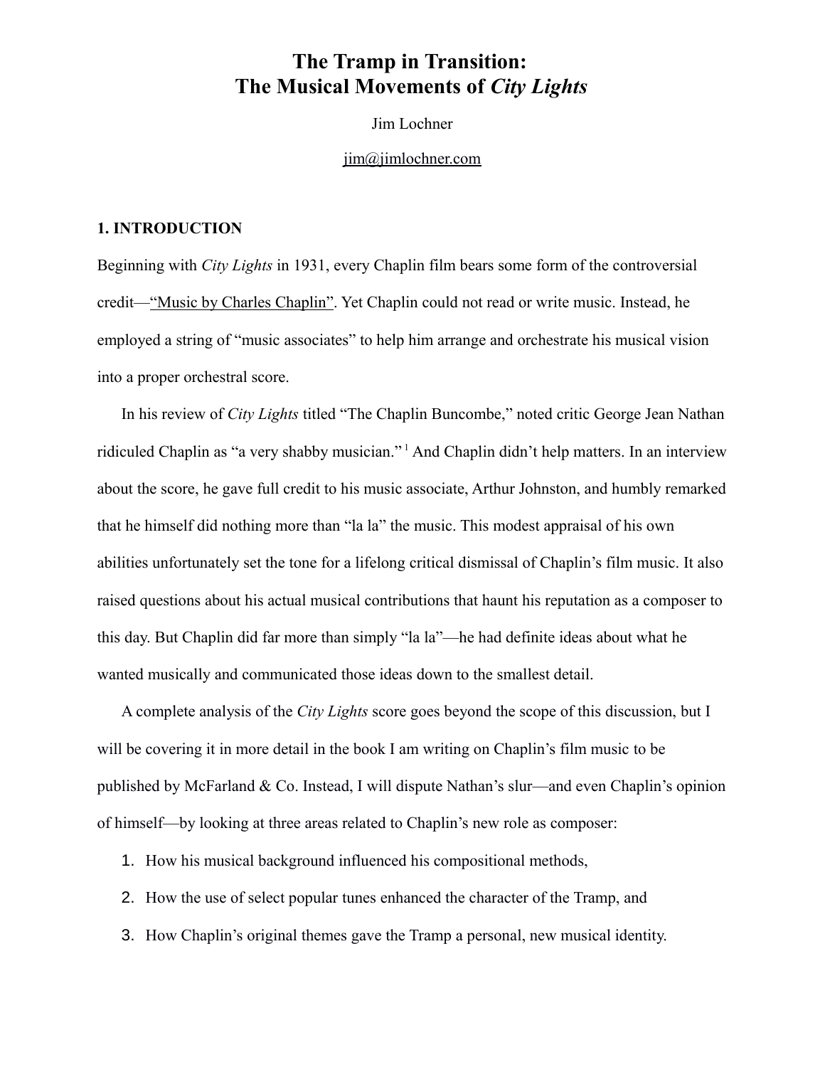# The Tramp in Transition: The Musical Movements of *City Lights*

Jim Lochner

jim@jimlochner.com

## 1. INTRODUCTION

Beginning with *City Lights* in 1931, every Chaplin film bears some form of the controversial credit—"Music by Charles Chaplin". Yet Chaplin could not read or write music. Instead, he employed a string of "music associates" to help him arrange and orchestrate his musical vision into a proper orchestral score.

In his review of *City Lights* titled "The Chaplin Buncombe," noted critic George Jean Nathan ridiculed Chaplin as "a very shabby musician." [1] And Chaplin didn't help matters. In an interview about the score, he gave full credit to his music associate, Arthur Johnston, and humbly remarked that he himself did nothing more than "la la" the music. This modest appraisal of his own abilities unfortunately set the tone for a lifelong critical dismissal of Chaplin's film music. It also raised questions about his actual musical contributions that haunt his reputation as a composer to this day. But Chaplin did far more than simply "la la"—he had definite ideas about what he wanted musically and communicated those ideas down to the smallest detail.

A complete analysis of the *City Lights* score goes beyond the scope of this discussion, but I will be covering it in more detail in the book I am writing on Chaplin's film music to be published by McFarland & Co. Instead, I will dispute Nathan's slur—and even Chaplin's opinion of himself—by looking at three areas related to Chaplin's new role as composer:

1. How his musical background influenced his compositional methods,
2. How the use of select popular tunes enhanced the character of the Tramp, and
3. How Chaplin's original themes gave the Tramp a personal, new musical identity.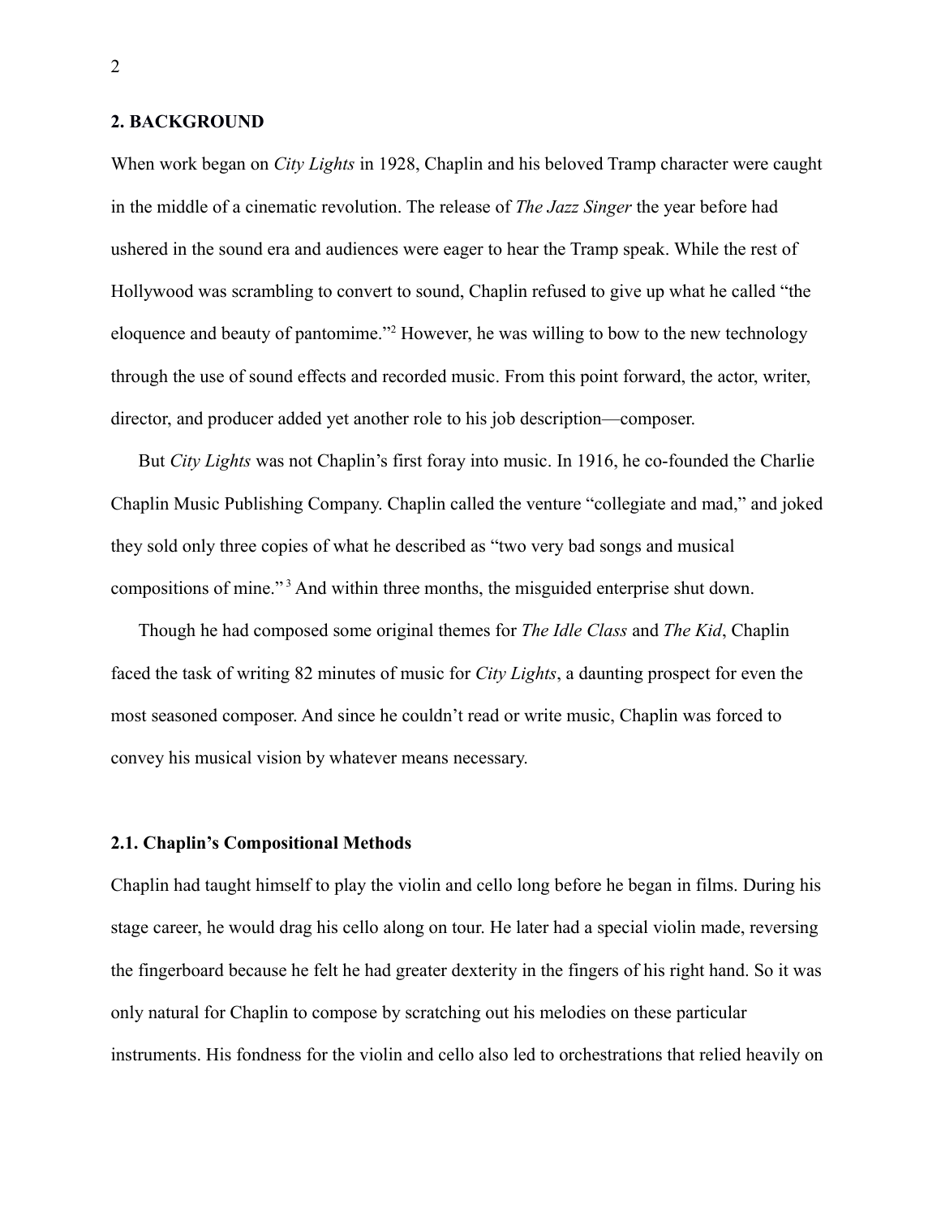## 2. BACKGROUND

When work began on *City Lights* in 1928, Chaplin and his beloved Tramp character were caught in the middle of a cinematic revolution. The release of *The Jazz Singer* the year before had ushered in the sound era and audiences were eager to hear the Tramp speak. While the rest of Hollywood was scrambling to convert to sound, Chaplin refused to give up what he called "the eloquence and beauty of pantomime."[2] However, he was willing to bow to the new technology through the use of sound effects and recorded music. From this point forward, the actor, writer, director, and producer added yet another role to his job description—composer.

But *City Lights* was not Chaplin's first foray into music. In 1916, he co-founded the Charlie Chaplin Music Publishing Company. Chaplin called the venture "collegiate and mad," and joked they sold only three copies of what he described as "two very bad songs and musical compositions of mine."[3] And within three months, the misguided enterprise shut down.

Though he had composed some original themes for *The Idle Class* and *The Kid*, Chaplin faced the task of writing 82 minutes of music for *City Lights*, a daunting prospect for even the most seasoned composer. And since he couldn't read or write music, Chaplin was forced to convey his musical vision by whatever means necessary.

### 2.1. Chaplin's Compositional Methods

Chaplin had taught himself to play the violin and cello long before he began in films. During his stage career, he would drag his cello along on tour. He later had a special violin made, reversing the fingerboard because he felt he had greater dexterity in the fingers of his right hand. So it was only natural for Chaplin to compose by scratching out his melodies on these particular instruments. His fondness for the violin and cello also led to orchestrations that relied heavily on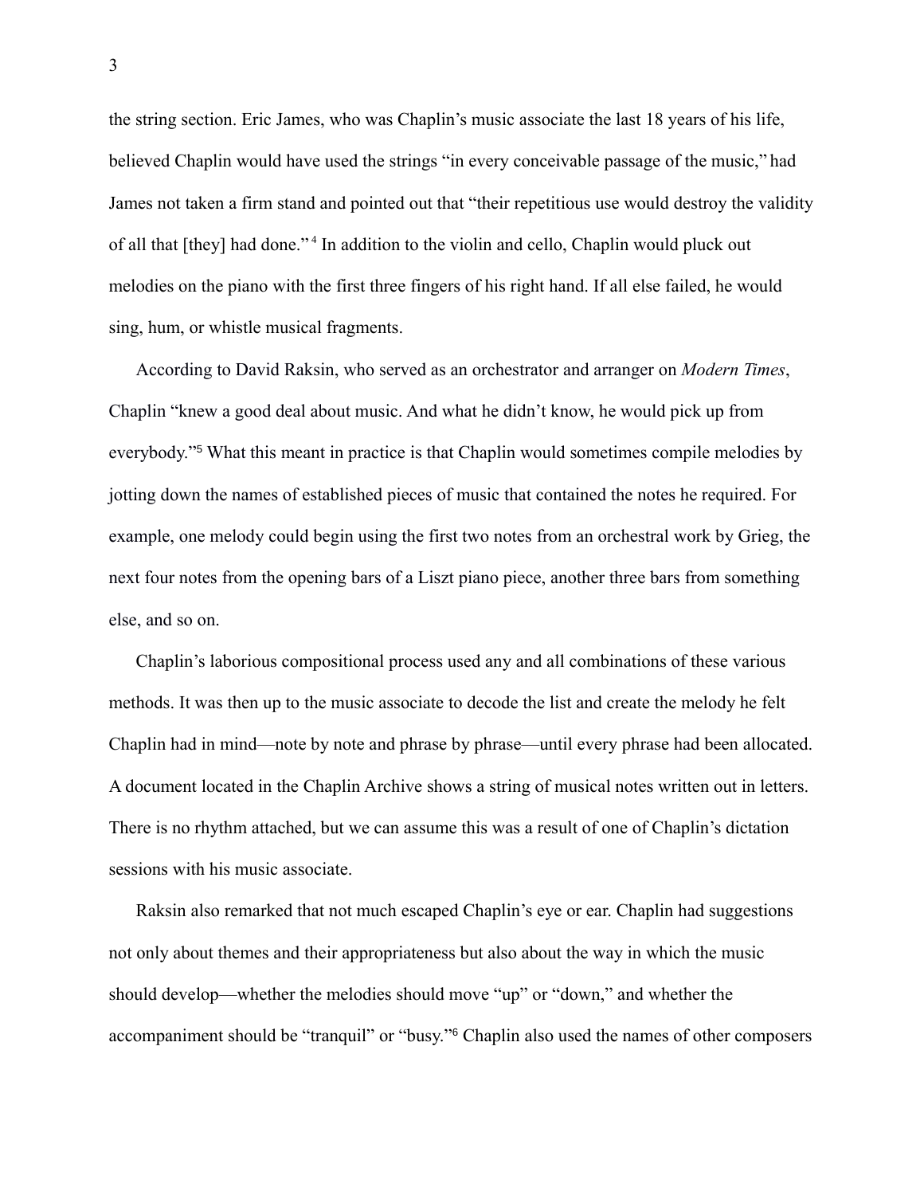the string section. Eric James, who was Chaplin's music associate the last 18 years of his life, believed Chaplin would have used the strings "in every conceivable passage of the music," had James not taken a firm stand and pointed out that "their repetitious use would destroy the validity of all that [they] had done."[4] In addition to the violin and cello, Chaplin would pluck out melodies on the piano with the first three fingers of his right hand. If all else failed, he would sing, hum, or whistle musical fragments.

According to David Raksin, who served as an orchestrator and arranger on *Modern Times*, Chaplin "knew a good deal about music. And what he didn't know, he would pick up from everybody."[5] What this meant in practice is that Chaplin would sometimes compile melodies by jotting down the names of established pieces of music that contained the notes he required. For example, one melody could begin using the first two notes from an orchestral work by Grieg, the next four notes from the opening bars of a Liszt piano piece, another three bars from something else, and so on.

Chaplin's laborious compositional process used any and all combinations of these various methods. It was then up to the music associate to decode the list and create the melody he felt Chaplin had in mind—note by note and phrase by phrase—until every phrase had been allocated. A document located in the Chaplin Archive shows a string of musical notes written out in letters. There is no rhythm attached, but we can assume this was a result of one of Chaplin's dictation sessions with his music associate.

Raksin also remarked that not much escaped Chaplin's eye or ear. Chaplin had suggestions not only about themes and their appropriateness but also about the way in which the music should develop—whether the melodies should move "up" or "down," and whether the accompaniment should be "tranquil" or "busy."[6] Chaplin also used the names of other composers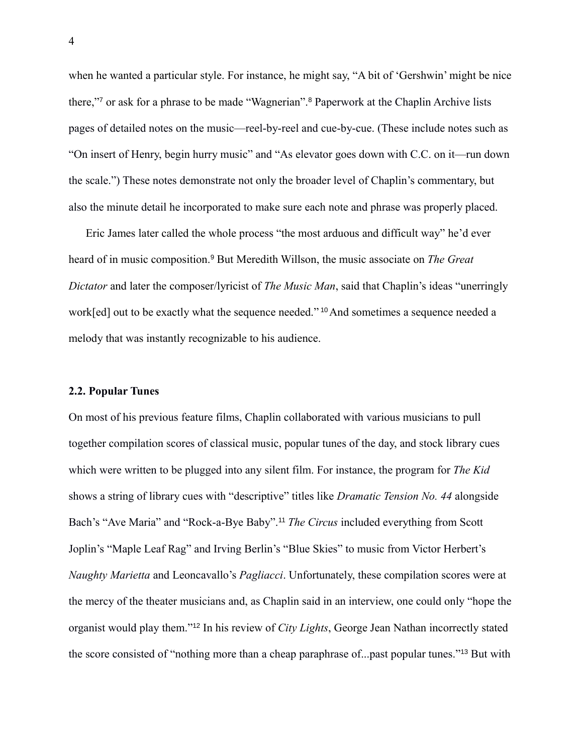when he wanted a particular style. For instance, he might say, "A bit of 'Gershwin' might be nice there,"[7] or ask for a phrase to be made "Wagnerian".[8] Paperwork at the Chaplin Archive lists pages of detailed notes on the music—reel-by-reel and cue-by-cue. (These include notes such as "On insert of Henry, begin hurry music" and "As elevator goes down with C.C. on it—run down the scale.") These notes demonstrate not only the broader level of Chaplin's commentary, but also the minute detail he incorporated to make sure each note and phrase was properly placed.

Eric James later called the whole process "the most arduous and difficult way" he'd ever heard of in music composition.[9] But Meredith Willson, the music associate on *The Great Dictator* and later the composer/lyricist of *The Music Man*, said that Chaplin's ideas "unerringly work[ed] out to be exactly what the sequence needed."[10] And sometimes a sequence needed a melody that was instantly recognizable to his audience.

### 2.2. Popular Tunes

On most of his previous feature films, Chaplin collaborated with various musicians to pull together compilation scores of classical music, popular tunes of the day, and stock library cues which were written to be plugged into any silent film. For instance, the program for *The Kid* shows a string of library cues with "descriptive" titles like *Dramatic Tension No. 44* alongside Bach's "Ave Maria" and "Rock-a-Bye Baby".[11] *The Circus* included everything from Scott Joplin's "Maple Leaf Rag" and Irving Berlin's "Blue Skies" to music from Victor Herbert's *Naughty Marietta* and Leoncavallo's *Pagliacci*. Unfortunately, these compilation scores were at the mercy of the theater musicians and, as Chaplin said in an interview, one could only "hope the organist would play them."[12] In his review of *City Lights*, George Jean Nathan incorrectly stated the score consisted of "nothing more than a cheap paraphrase of...past popular tunes."[13] But with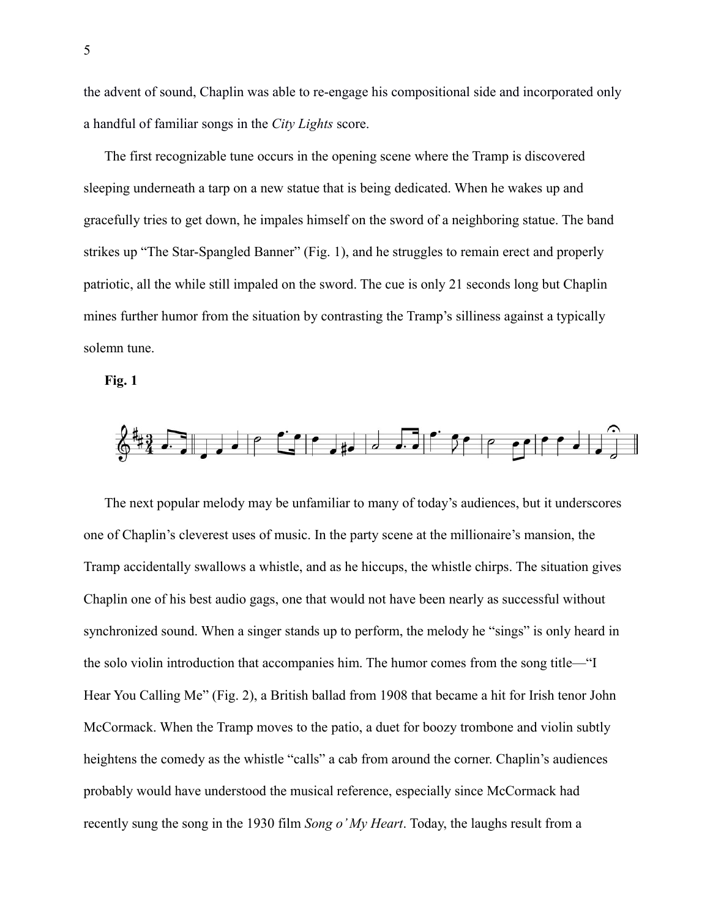the advent of sound, Chaplin was able to re-engage his compositional side and incorporated only a handful of familiar songs in the *City Lights* score.

The first recognizable tune occurs in the opening scene where the Tramp is discovered sleeping underneath a tarp on a new statue that is being dedicated. When he wakes up and gracefully tries to get down, he impales himself on the sword of a neighboring statue. The band strikes up "The Star-Spangled Banner" (Fig. 1), and he struggles to remain erect and properly patriotic, all the while still impaled on the sword. The cue is only 21 seconds long but Chaplin mines further humor from the situation by contrasting the Tramp's silliness against a typically solemn tune.

**Fig. 1**

The next popular melody may be unfamiliar to many of today's audiences, but it underscores one of Chaplin's cleverest uses of music. In the party scene at the millionaire's mansion, the Tramp accidentally swallows a whistle, and as he hiccups, the whistle chirps. The situation gives Chaplin one of his best audio gags, one that would not have been nearly as successful without synchronized sound. When a singer stands up to perform, the melody he "sings" is only heard in the solo violin introduction that accompanies him. The humor comes from the song title—"I Hear You Calling Me" (Fig. 2), a British ballad from 1908 that became a hit for Irish tenor John McCormack. When the Tramp moves to the patio, a duet for boozy trombone and violin subtly heightens the comedy as the whistle "calls" a cab from around the corner. Chaplin's audiences probably would have understood the musical reference, especially since McCormack had recently sung the song in the 1930 film *Song o' My Heart*. Today, the laughs result from a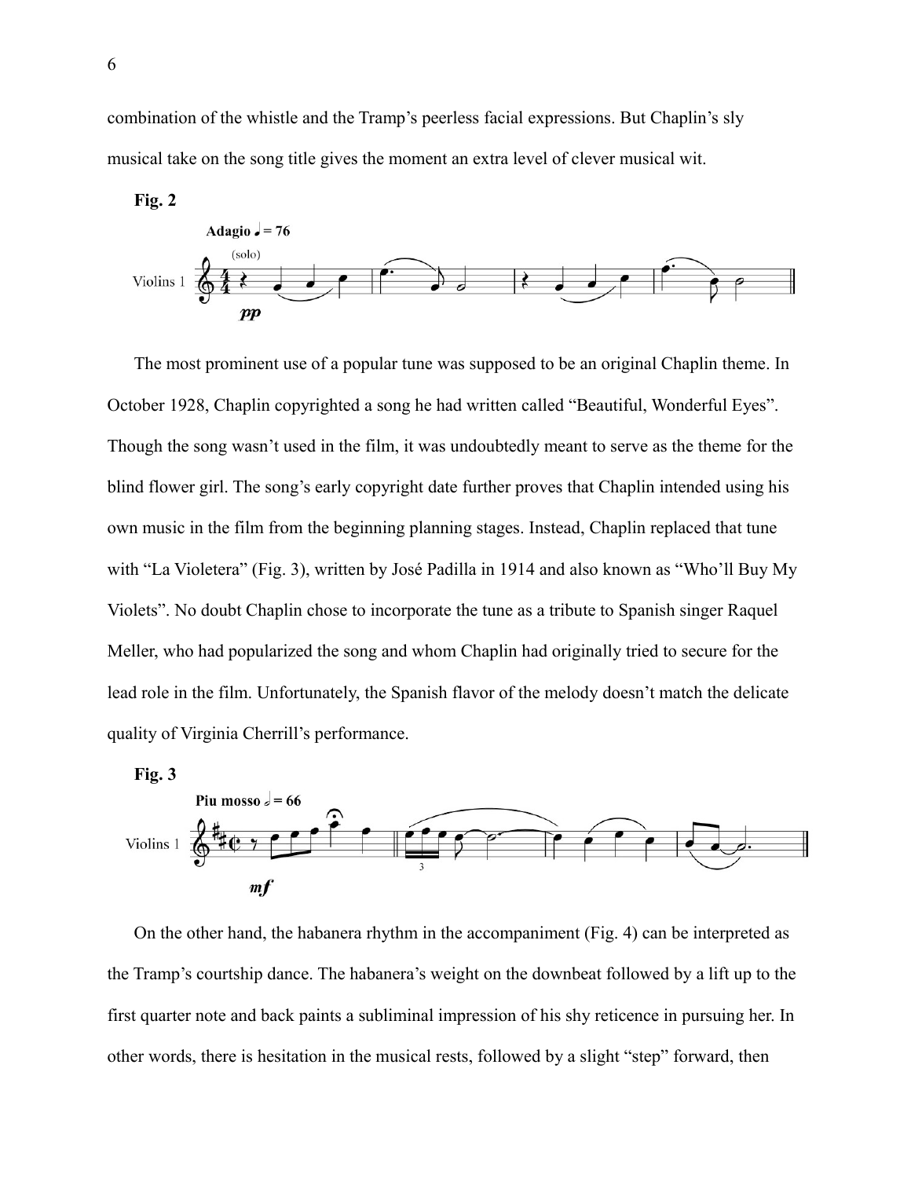combination of the whistle and the Tramp's peerless facial expressions. But Chaplin's sly musical take on the song title gives the moment an extra level of clever musical wit.

**Fig. 2**

The most prominent use of a popular tune was supposed to be an original Chaplin theme. In October 1928, Chaplin copyrighted a song he had written called "Beautiful, Wonderful Eyes". Though the song wasn't used in the film, it was undoubtedly meant to serve as the theme for the blind flower girl. The song's early copyright date further proves that Chaplin intended using his own music in the film from the beginning planning stages. Instead, Chaplin replaced that tune with "La Violetera" (Fig. 3), written by José Padilla in 1914 and also known as "Who'll Buy My Violets". No doubt Chaplin chose to incorporate the tune as a tribute to Spanish singer Raquel Meller, who had popularized the song and whom Chaplin had originally tried to secure for the lead role in the film. Unfortunately, the Spanish flavor of the melody doesn't match the delicate quality of Virginia Cherrill's performance.

**Fig. 3**

On the other hand, the habanera rhythm in the accompaniment (Fig. 4) can be interpreted as the Tramp's courtship dance. The habanera's weight on the downbeat followed by a lift up to the first quarter note and back paints a subliminal impression of his shy reticence in pursuing her. In other words, there is hesitation in the musical rests, followed by a slight "step" forward, then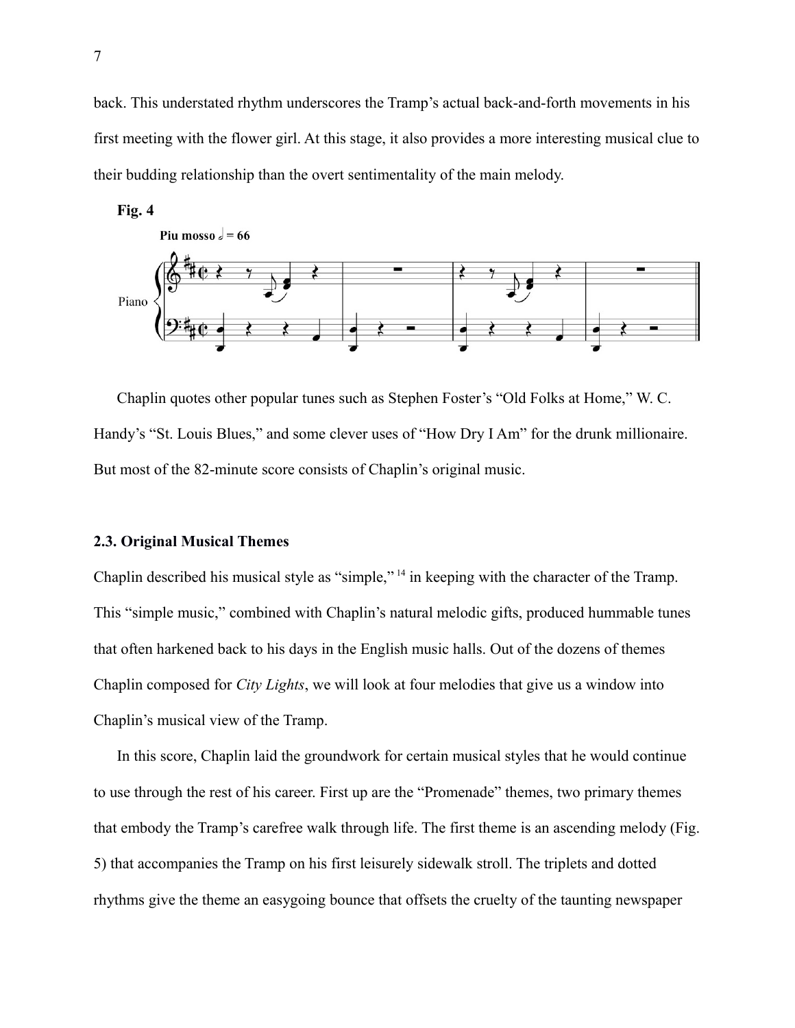back. This understated rhythm underscores the Tramp's actual back-and-forth movements in his first meeting with the flower girl. At this stage, it also provides a more interesting musical clue to their budding relationship than the overt sentimentality of the main melody.

**Fig. 4**

Chaplin quotes other popular tunes such as Stephen Foster's "Old Folks at Home," W. C. Handy's "St. Louis Blues," and some clever uses of "How Dry I Am" for the drunk millionaire. But most of the 82-minute score consists of Chaplin's original music.

### 2.3. Original Musical Themes

Chaplin described his musical style as "simple,"[14] in keeping with the character of the Tramp. This "simple music," combined with Chaplin's natural melodic gifts, produced hummable tunes that often harkened back to his days in the English music halls. Out of the dozens of themes Chaplin composed for *City Lights*, we will look at four melodies that give us a window into Chaplin's musical view of the Tramp.

In this score, Chaplin laid the groundwork for certain musical styles that he would continue to use through the rest of his career. First up are the "Promenade" themes, two primary themes that embody the Tramp's carefree walk through life. The first theme is an ascending melody (Fig. 5) that accompanies the Tramp on his first leisurely sidewalk stroll. The triplets and dotted rhythms give the theme an easygoing bounce that offsets the cruelty of the taunting newspaper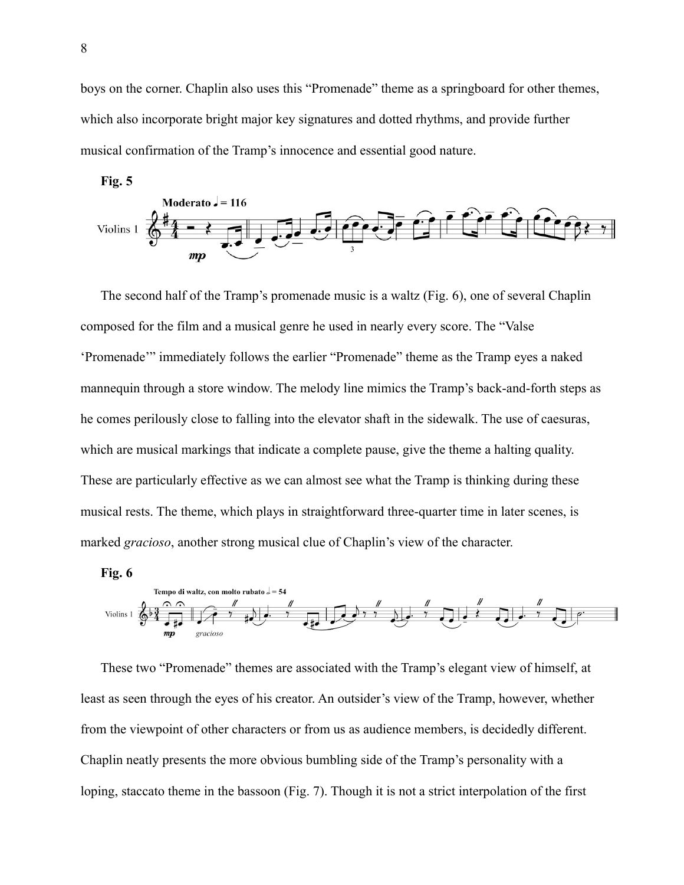boys on the corner. Chaplin also uses this "Promenade" theme as a springboard for other themes, which also incorporate bright major key signatures and dotted rhythms, and provide further musical confirmation of the Tramp's innocence and essential good nature.

**Fig. 5**

The second half of the Tramp's promenade music is a waltz (Fig. 6), one of several Chaplin composed for the film and a musical genre he used in nearly every score. The "Valse 'Promenade'" immediately follows the earlier "Promenade" theme as the Tramp eyes a naked mannequin through a store window. The melody line mimics the Tramp's back-and-forth steps as he comes perilously close to falling into the elevator shaft in the sidewalk. The use of caesuras, which are musical markings that indicate a complete pause, give the theme a halting quality. These are particularly effective as we can almost see what the Tramp is thinking during these musical rests. The theme, which plays in straightforward three-quarter time in later scenes, is marked *gracioso*, another strong musical clue of Chaplin's view of the character.

**Fig. 6**

These two "Promenade" themes are associated with the Tramp's elegant view of himself, at least as seen through the eyes of his creator. An outsider's view of the Tramp, however, whether from the viewpoint of other characters or from us as audience members, is decidedly different. Chaplin neatly presents the more obvious bumbling side of the Tramp's personality with a loping, staccato theme in the bassoon (Fig. 7). Though it is not a strict interpolation of the first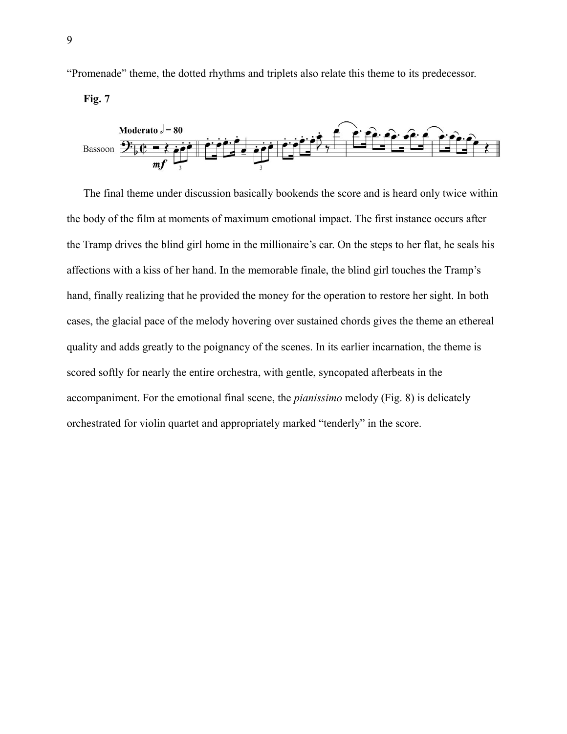"Promenade" theme, the dotted rhythms and triplets also relate this theme to its predecessor.

**Fig. 7**

The final theme under discussion basically bookends the score and is heard only twice within the body of the film at moments of maximum emotional impact. The first instance occurs after the Tramp drives the blind girl home in the millionaire's car. On the steps to her flat, he seals his affections with a kiss of her hand. In the memorable finale, the blind girl touches the Tramp's hand, finally realizing that he provided the money for the operation to restore her sight. In both cases, the glacial pace of the melody hovering over sustained chords gives the theme an ethereal quality and adds greatly to the poignancy of the scenes. In its earlier incarnation, the theme is scored softly for nearly the entire orchestra, with gentle, syncopated afterbeats in the accompaniment. For the emotional final scene, the *pianissimo* melody (Fig. 8) is delicately orchestrated for violin quartet and appropriately marked "tenderly" in the score.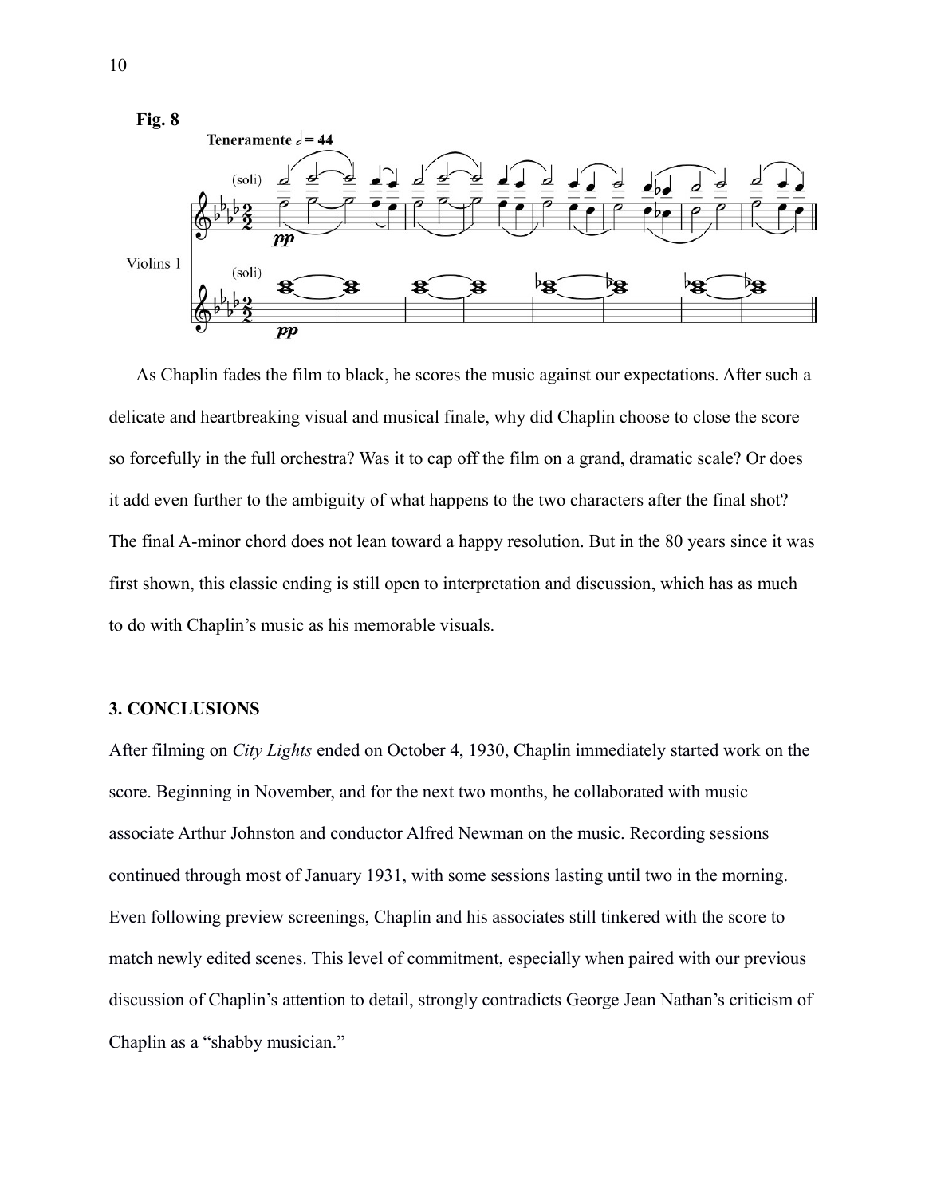**Fig. 8**

As Chaplin fades the film to black, he scores the music against our expectations. After such a delicate and heartbreaking visual and musical finale, why did Chaplin choose to close the score so forcefully in the full orchestra? Was it to cap off the film on a grand, dramatic scale? Or does it add even further to the ambiguity of what happens to the two characters after the final shot? The final A-minor chord does not lean toward a happy resolution. But in the 80 years since it was first shown, this classic ending is still open to interpretation and discussion, which has as much to do with Chaplin's music as his memorable visuals.

### 3. CONCLUSIONS

After filming on *City Lights* ended on October 4, 1930, Chaplin immediately started work on the score. Beginning in November, and for the next two months, he collaborated with music associate Arthur Johnston and conductor Alfred Newman on the music. Recording sessions continued through most of January 1931, with some sessions lasting until two in the morning. Even following preview screenings, Chaplin and his associates still tinkered with the score to match newly edited scenes. This level of commitment, especially when paired with our previous discussion of Chaplin's attention to detail, strongly contradicts George Jean Nathan's criticism of Chaplin as a "shabby musician."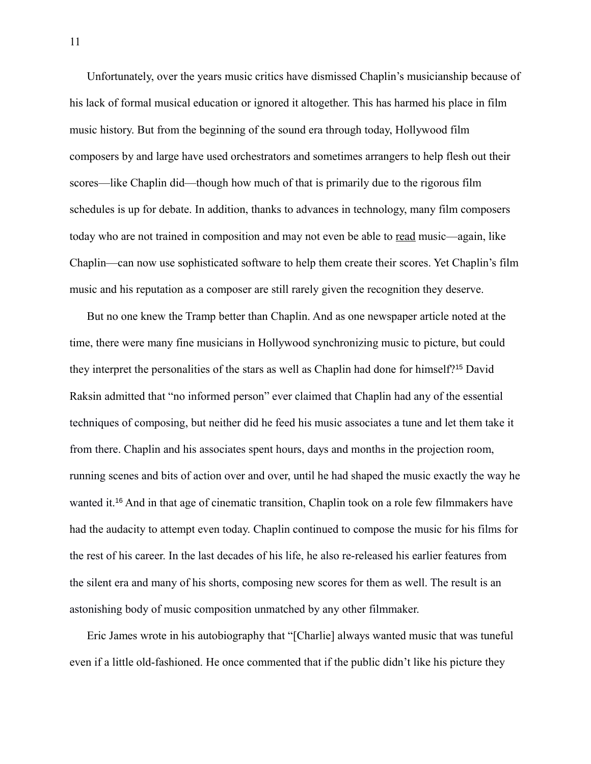Unfortunately, over the years music critics have dismissed Chaplin's musicianship because of his lack of formal musical education or ignored it altogether. This has harmed his place in film music history. But from the beginning of the sound era through today, Hollywood film composers by and large have used orchestrators and sometimes arrangers to help flesh out their scores—like Chaplin did—though how much of that is primarily due to the rigorous film schedules is up for debate. In addition, thanks to advances in technology, many film composers today who are not trained in composition and may not even be able to <u>read</u> music—again, like Chaplin—can now use sophisticated software to help them create their scores. Yet Chaplin's film music and his reputation as a composer are still rarely given the recognition they deserve.

But no one knew the Tramp better than Chaplin. And as one newspaper article noted at the time, there were many fine musicians in Hollywood synchronizing music to picture, but could they interpret the personalities of the stars as well as Chaplin had done for himself?[15] David Raksin admitted that "no informed person" ever claimed that Chaplin had any of the essential techniques of composing, but neither did he feed his music associates a tune and let them take it from there. Chaplin and his associates spent hours, days and months in the projection room, running scenes and bits of action over and over, until he had shaped the music exactly the way he wanted it.[16] And in that age of cinematic transition, Chaplin took on a role few filmmakers have had the audacity to attempt even today. Chaplin continued to compose the music for his films for the rest of his career. In the last decades of his life, he also re-released his earlier features from the silent era and many of his shorts, composing new scores for them as well. The result is an astonishing body of music composition unmatched by any other filmmaker.

Eric James wrote in his autobiography that "[Charlie] always wanted music that was tuneful even if a little old-fashioned. He once commented that if the public didn't like his picture they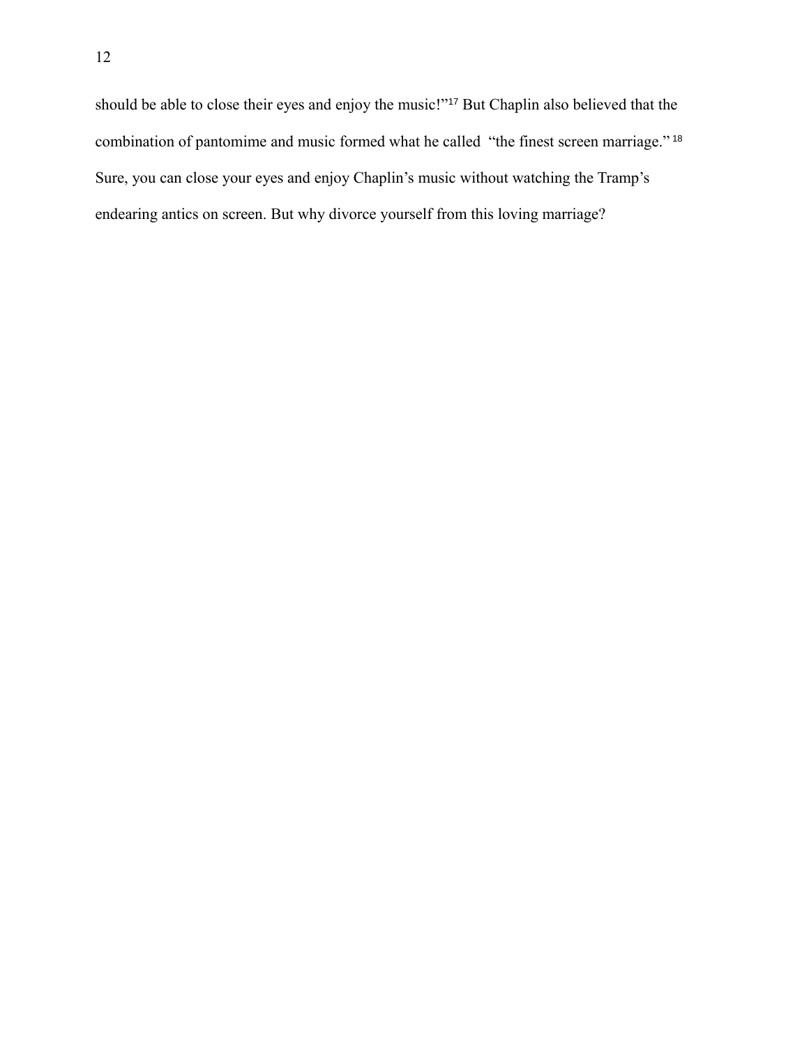should be able to close their eyes and enjoy the music!"[17] But Chaplin also believed that the combination of pantomime and music formed what he called "the finest screen marriage."[18] Sure, you can close your eyes and enjoy Chaplin's music without watching the Tramp's endearing antics on screen. But why divorce yourself from this loving marriage?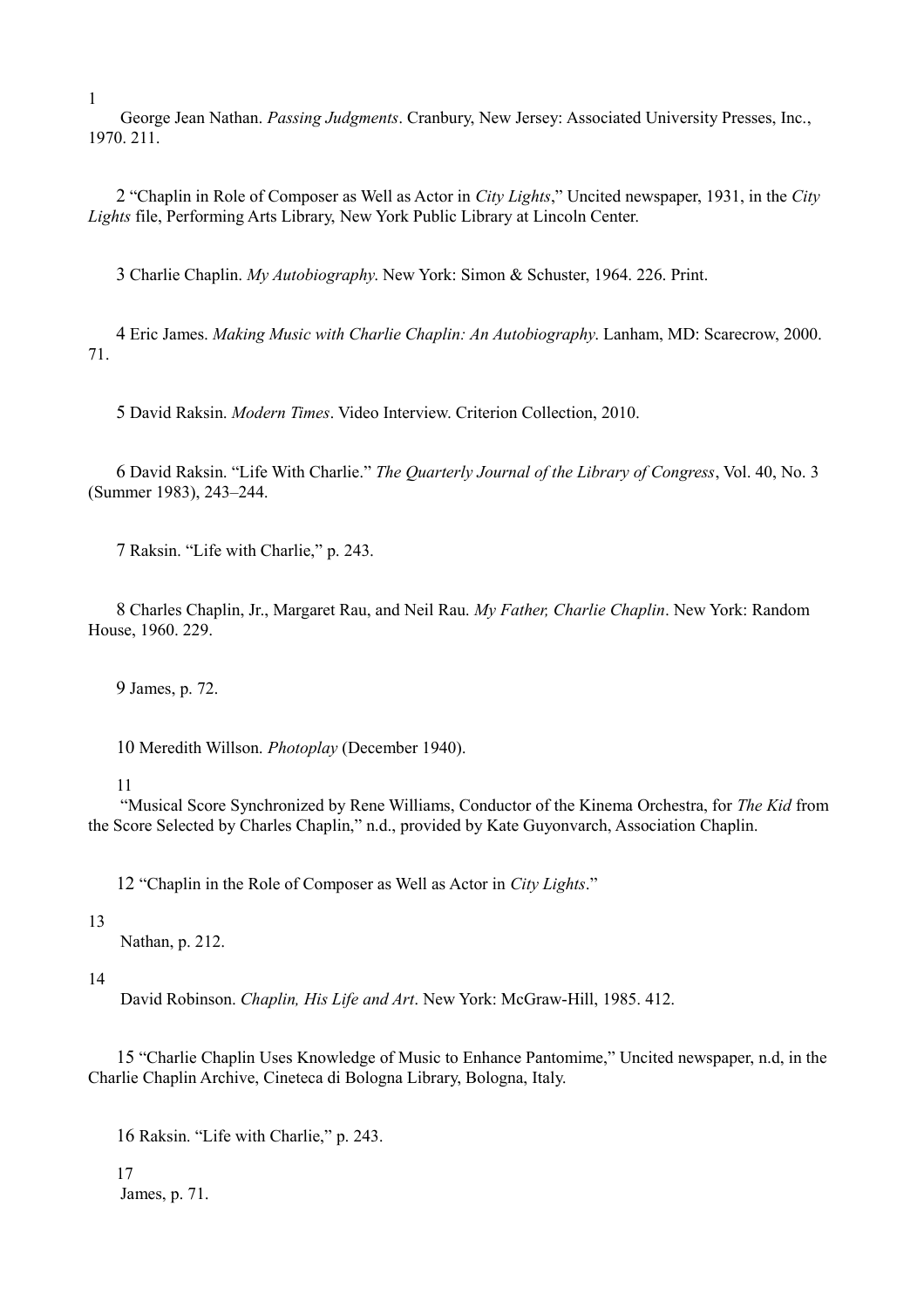1 George Jean Nathan. *Passing Judgments*. Cranbury, New Jersey: Associated University Presses, Inc., 1970. 211.

2 "Chaplin in Role of Composer as Well as Actor in *City Lights*," Uncited newspaper, 1931, in the *City Lights* file, Performing Arts Library, New York Public Library at Lincoln Center.

3 Charlie Chaplin. *My Autobiography*. New York: Simon & Schuster, 1964. 226. Print.

4 Eric James. *Making Music with Charlie Chaplin: An Autobiography*. Lanham, MD: Scarecrow, 2000. 71.

5 David Raksin. *Modern Times*. Video Interview. Criterion Collection, 2010.

6 David Raksin. "Life With Charlie." *The Quarterly Journal of the Library of Congress*, Vol. 40, No. 3 (Summer 1983), 243–244.

7 Raksin. "Life with Charlie," p. 243.

8 Charles Chaplin, Jr., Margaret Rau, and Neil Rau. *My Father, Charlie Chaplin*. New York: Random House, 1960. 229.

9 James, p. 72.

10 Meredith Willson. *Photoplay* (December 1940).

11 "Musical Score Synchronized by Rene Williams, Conductor of the Kinema Orchestra, for *The Kid* from the Score Selected by Charles Chaplin," n.d., provided by Kate Guyonvarch, Association Chaplin.

12 "Chaplin in the Role of Composer as Well as Actor in *City Lights*."

13 Nathan, p. 212.

14 David Robinson. *Chaplin, His Life and Art*. New York: McGraw-Hill, 1985. 412.

15 "Charlie Chaplin Uses Knowledge of Music to Enhance Pantomime," Uncited newspaper, n.d, in the Charlie Chaplin Archive, Cineteca di Bologna Library, Bologna, Italy.

16 Raksin. "Life with Charlie," p. 243.

17 James, p. 71.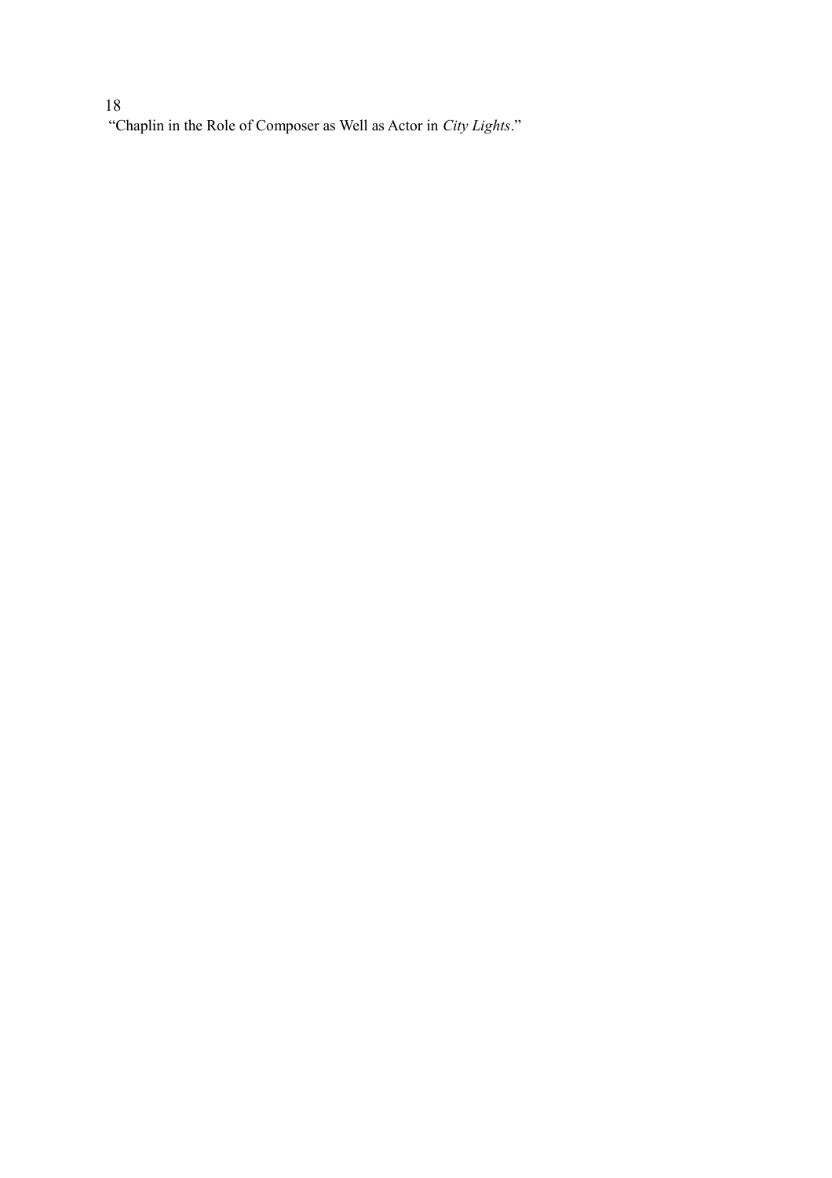18
"Chaplin in the Role of Composer as Well as Actor in *City Lights*."